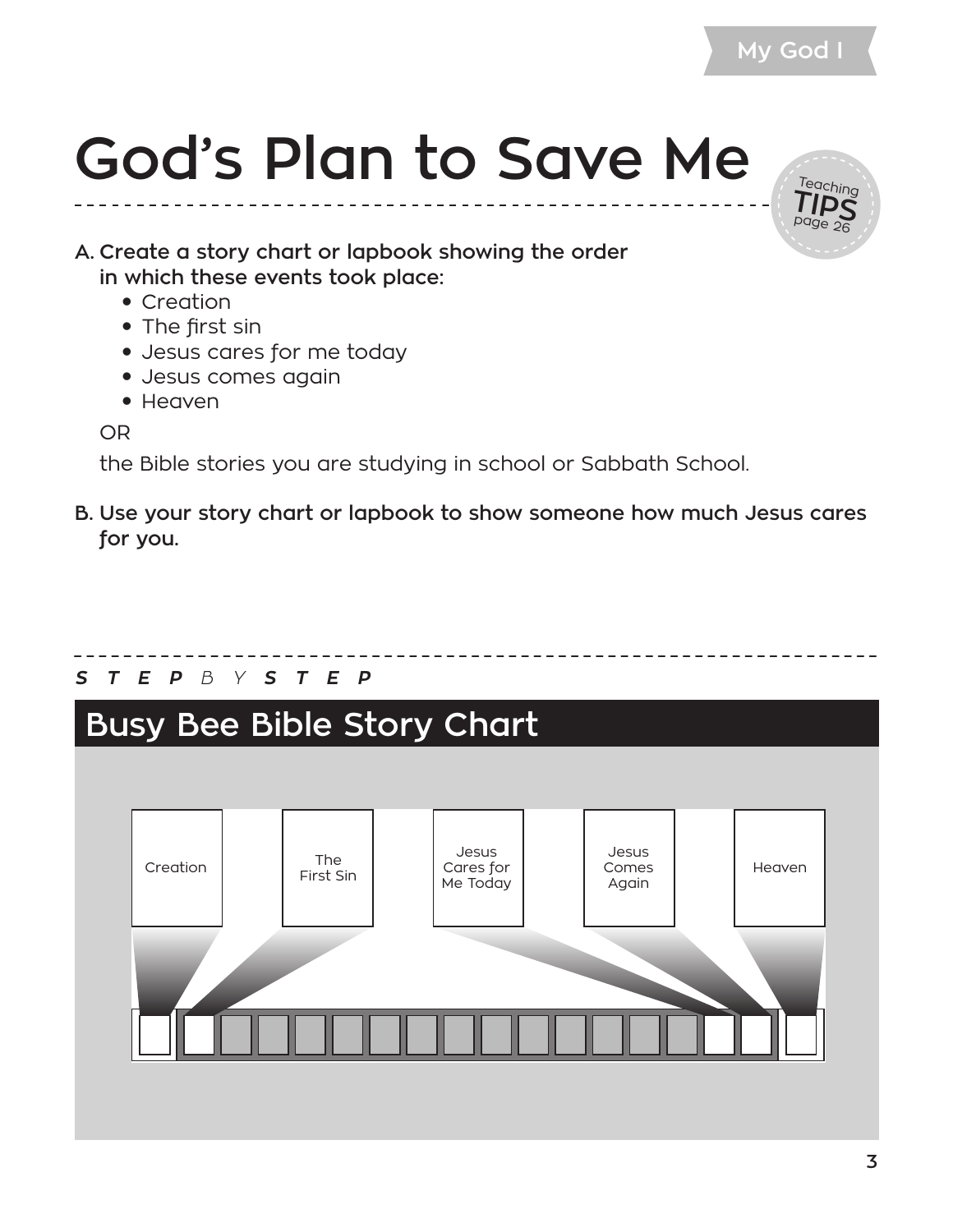# God's Plan to Save Me

Teaching TIPS page 26

**A. Create a story chart or lapbook showing the order in which these events took place:**

- Creation
- The first sin
- Jesus cares for me today
- Jesus comes again
- Heaven

OR

the Bible stories you are studying in school or Sabbath School.

**B. Use your story chart or lapbook to show someone how much Jesus cares for you.**

***STEP*** *BY* ***STEP***

## Busy Bee Bible Story Chart

Creation

The First Sin

Jesus Cares for Me Today

Jesus Comes Again

Heaven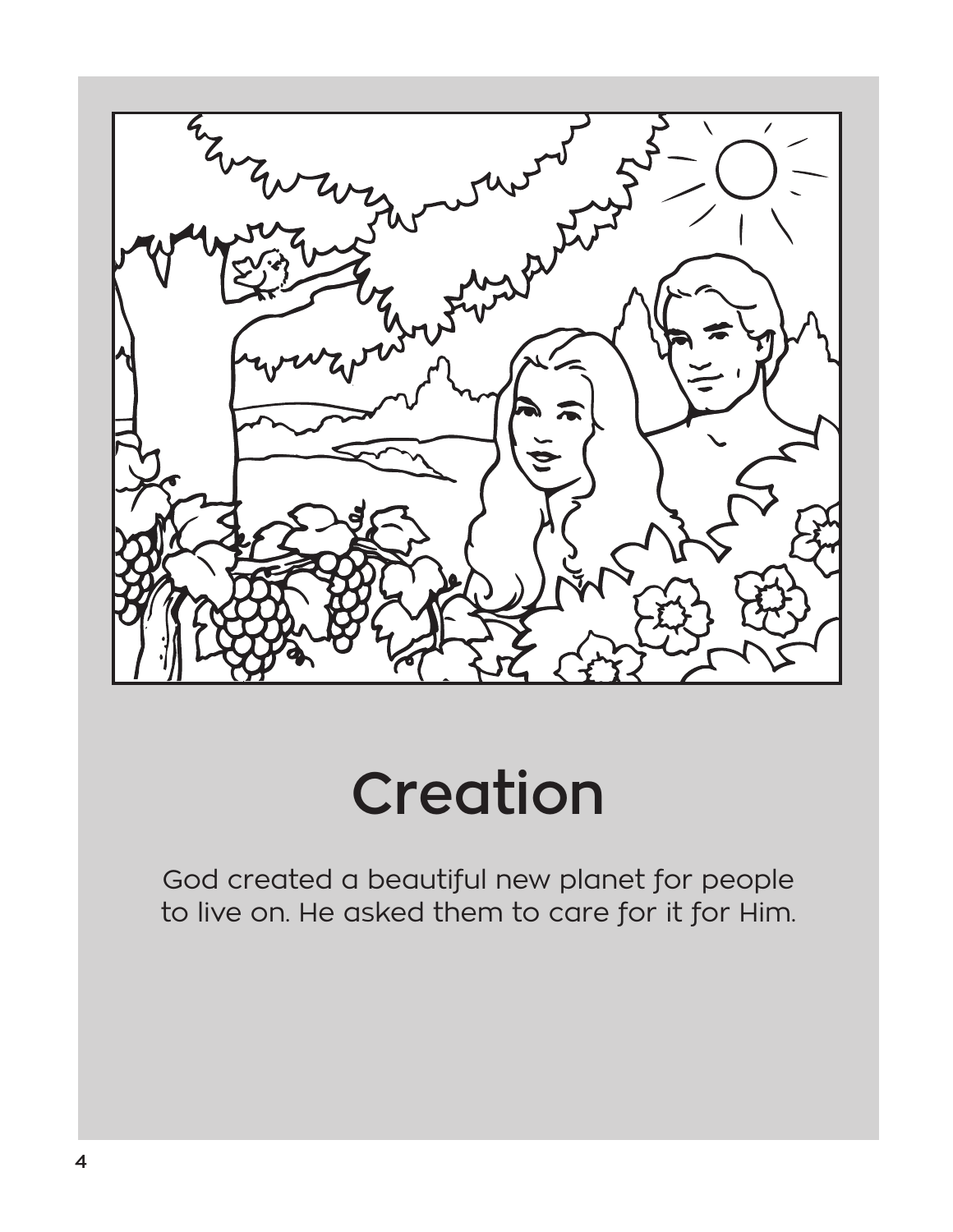# Creation

God created a beautiful new planet for people to live on. He asked them to care for it for Him.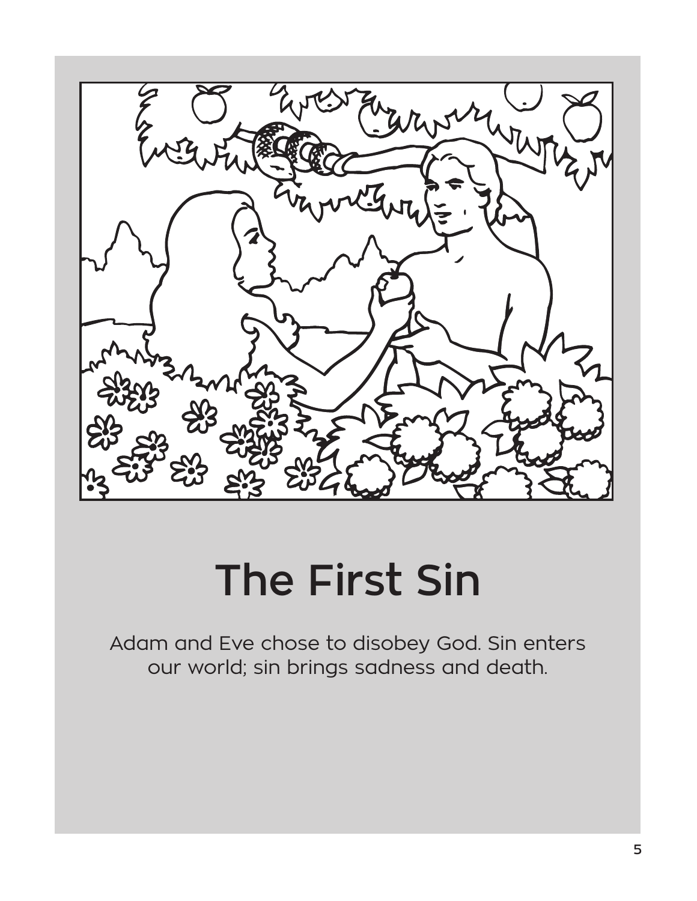# The First Sin

Adam and Eve chose to disobey God. Sin enters our world; sin brings sadness and death.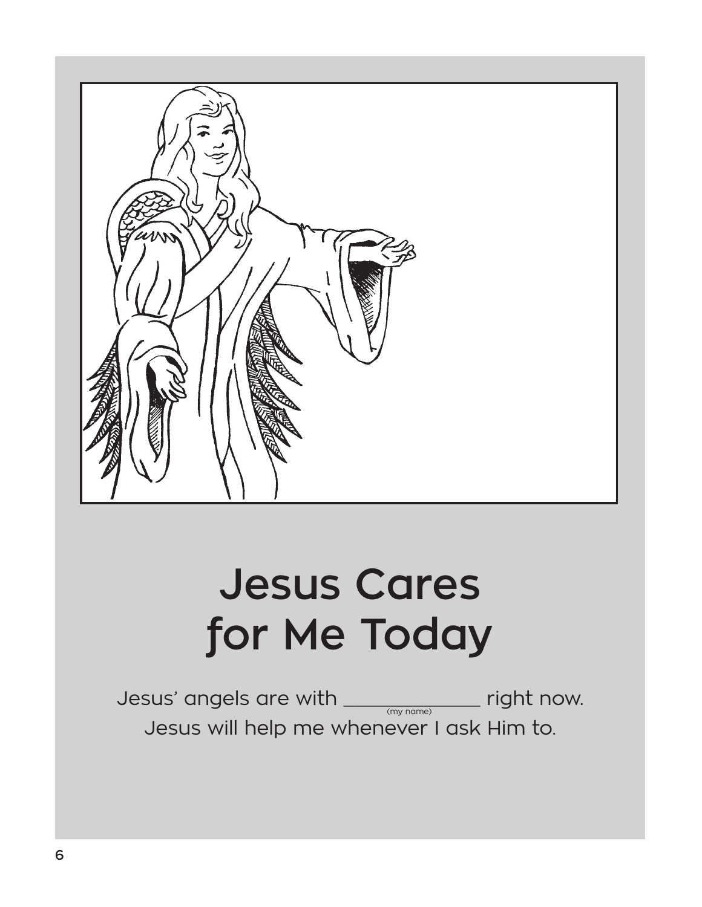# Jesus Cares for Me Today

Jesus' angels are with ____________ right now.
(my name)

Jesus will help me whenever I ask Him to.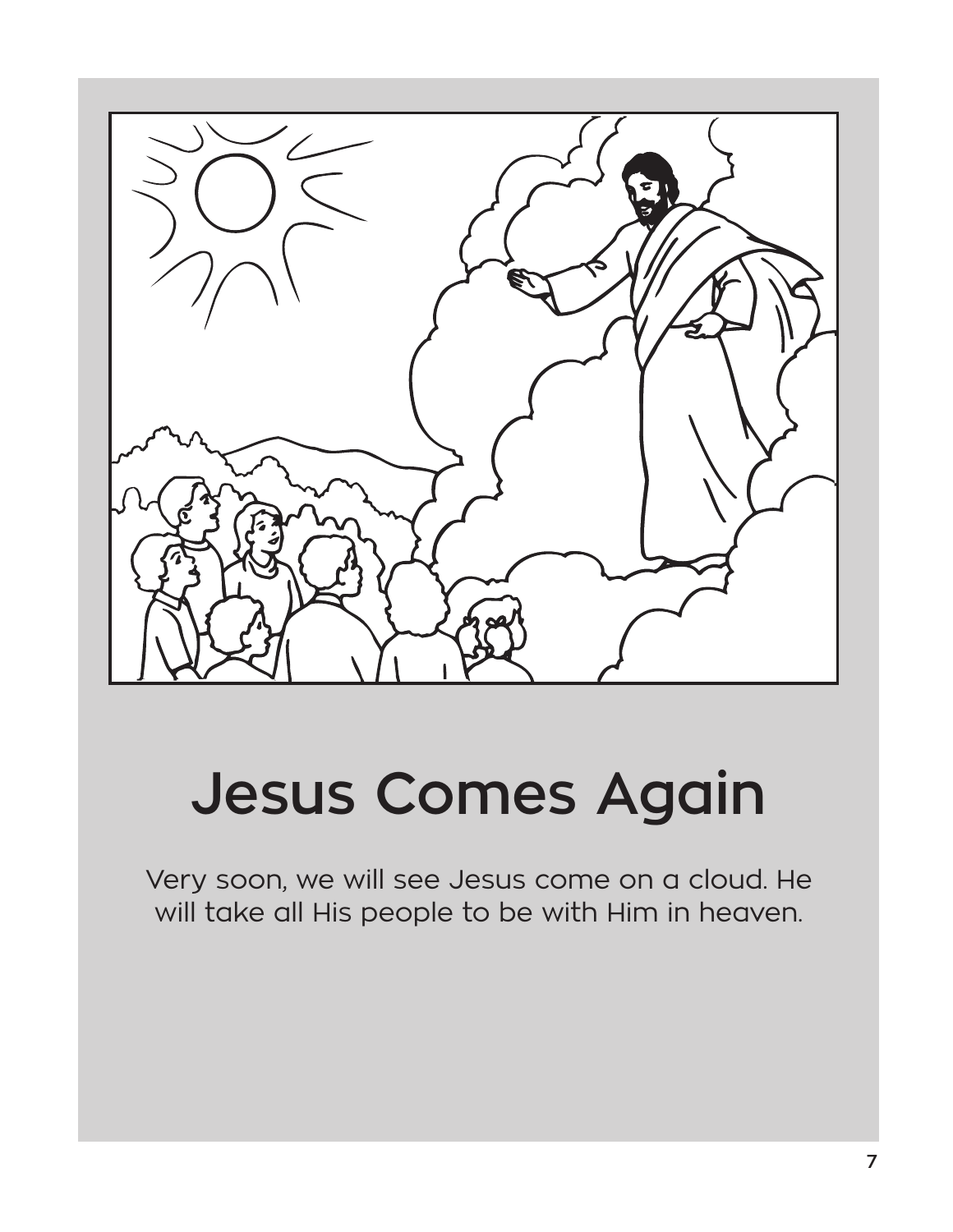# Jesus Comes Again

Very soon, we will see Jesus come on a cloud. He will take all His people to be with Him in heaven.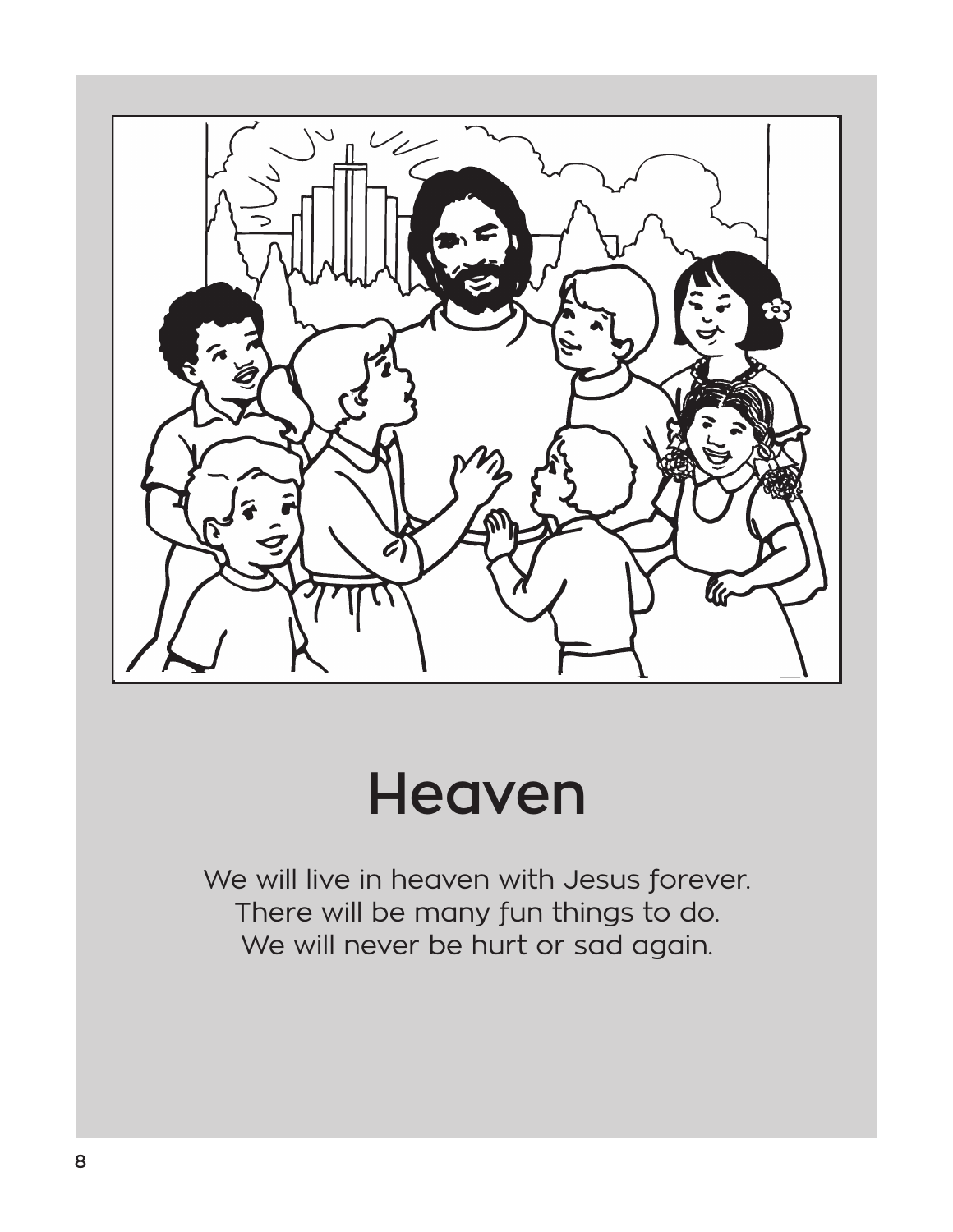# Heaven

We will live in heaven with Jesus forever.
There will be many fun things to do.
We will never be hurt or sad again.